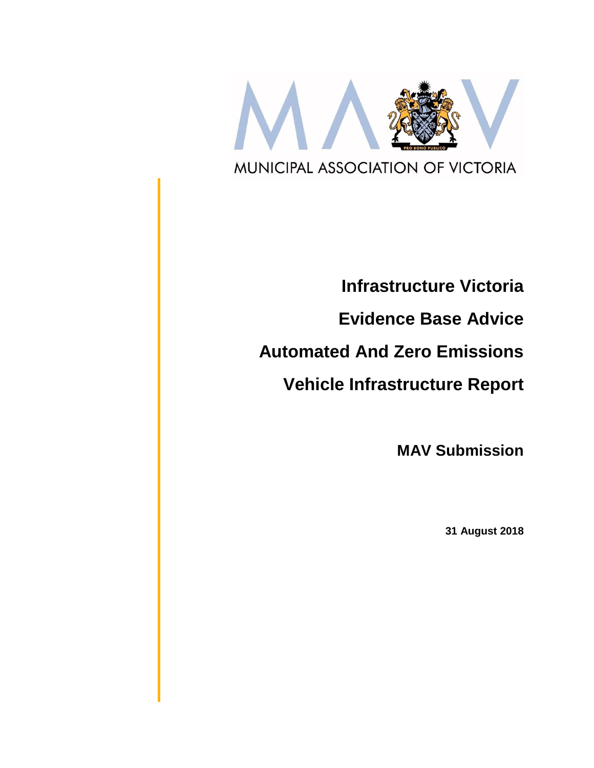MUNICIPAL ASSOCIATION OF VICTORIA

# Infrastructure Victoria

# Evidence Base Advice

# Automated And Zero Emissions

# Vehicle Infrastructure Report

## MAV Submission

**31 August 2018**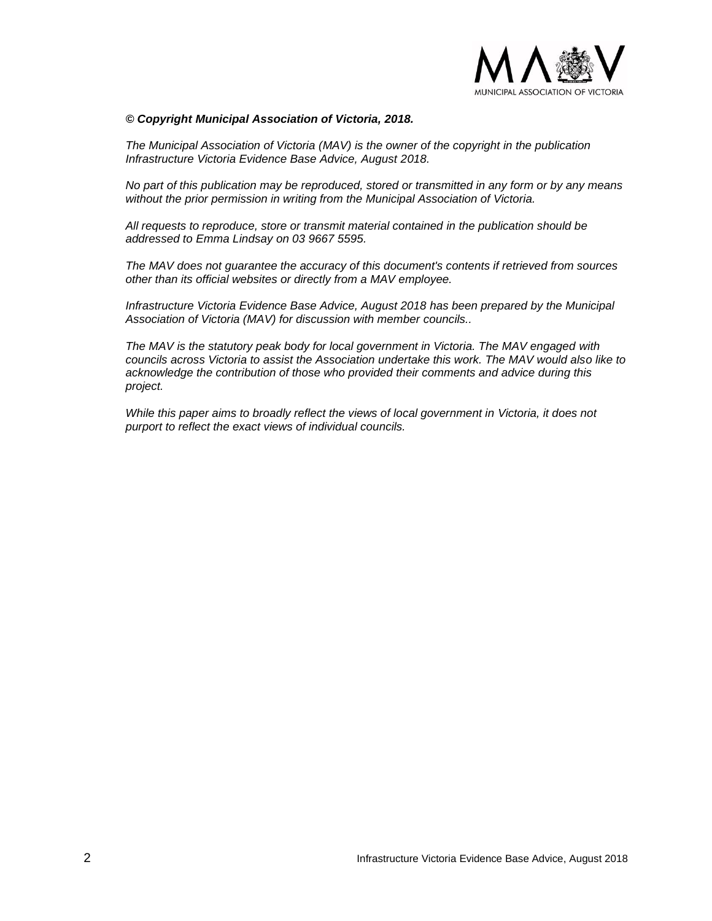***© Copyright Municipal Association of Victoria, 2018.***

*The Municipal Association of Victoria (MAV) is the owner of the copyright in the publication Infrastructure Victoria Evidence Base Advice, August 2018.*

*No part of this publication may be reproduced, stored or transmitted in any form or by any means without the prior permission in writing from the Municipal Association of Victoria.*

*All requests to reproduce, store or transmit material contained in the publication should be addressed to Emma Lindsay on 03 9667 5595.*

*The MAV does not guarantee the accuracy of this document's contents if retrieved from sources other than its official websites or directly from a MAV employee.*

*Infrastructure Victoria Evidence Base Advice, August 2018 has been prepared by the Municipal Association of Victoria (MAV) for discussion with member councils..*

*The MAV is the statutory peak body for local government in Victoria. The MAV engaged with councils across Victoria to assist the Association undertake this work. The MAV would also like to acknowledge the contribution of those who provided their comments and advice during this project.*

*While this paper aims to broadly reflect the views of local government in Victoria, it does not purport to reflect the exact views of individual councils.*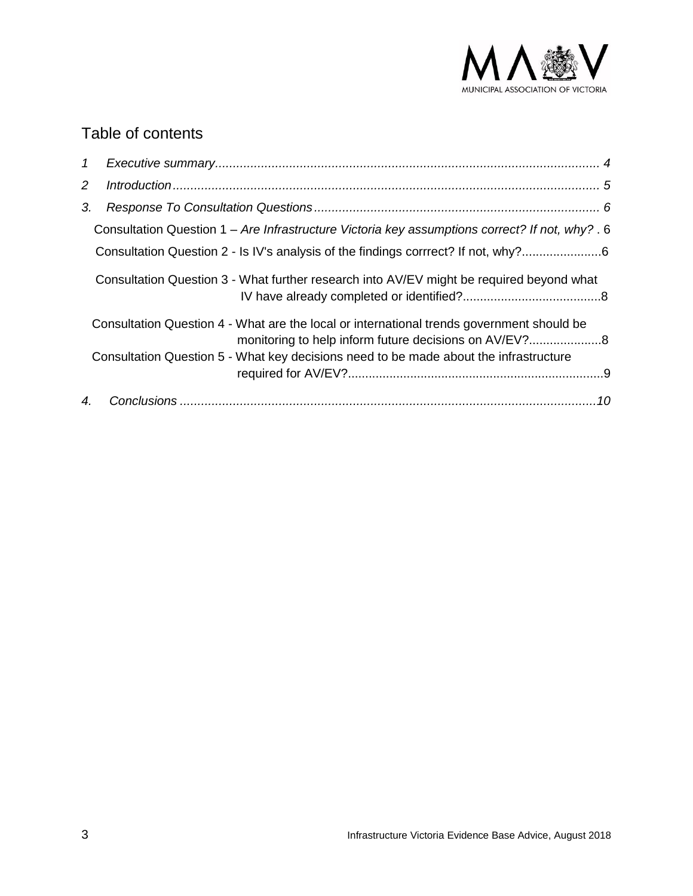## Table of contents

1 *Executive summary* ........................................................................................................... 4

2 *Introduction* ...................................................................................................................... 5

3. *Response To Consultation Questions* ................................................................................ 6

Consultation Question 1 – *Are Infrastructure Victoria key assumptions correct? If not, why?* . 6

Consultation Question 2 - Is IV's analysis of the findings corrrect? If not, why?......................6

Consultation Question 3 - What further research into AV/EV might be required beyond what IV have already completed or identified?........................................8

Consultation Question 4 - What are the local or international trends government should be monitoring to help inform future decisions on AV/EV?.....................8

Consultation Question 5 - What key decisions need to be made about the infrastructure required for AV/EV?..........................................................................9

4. *Conclusions* .....................................................................................................................*10*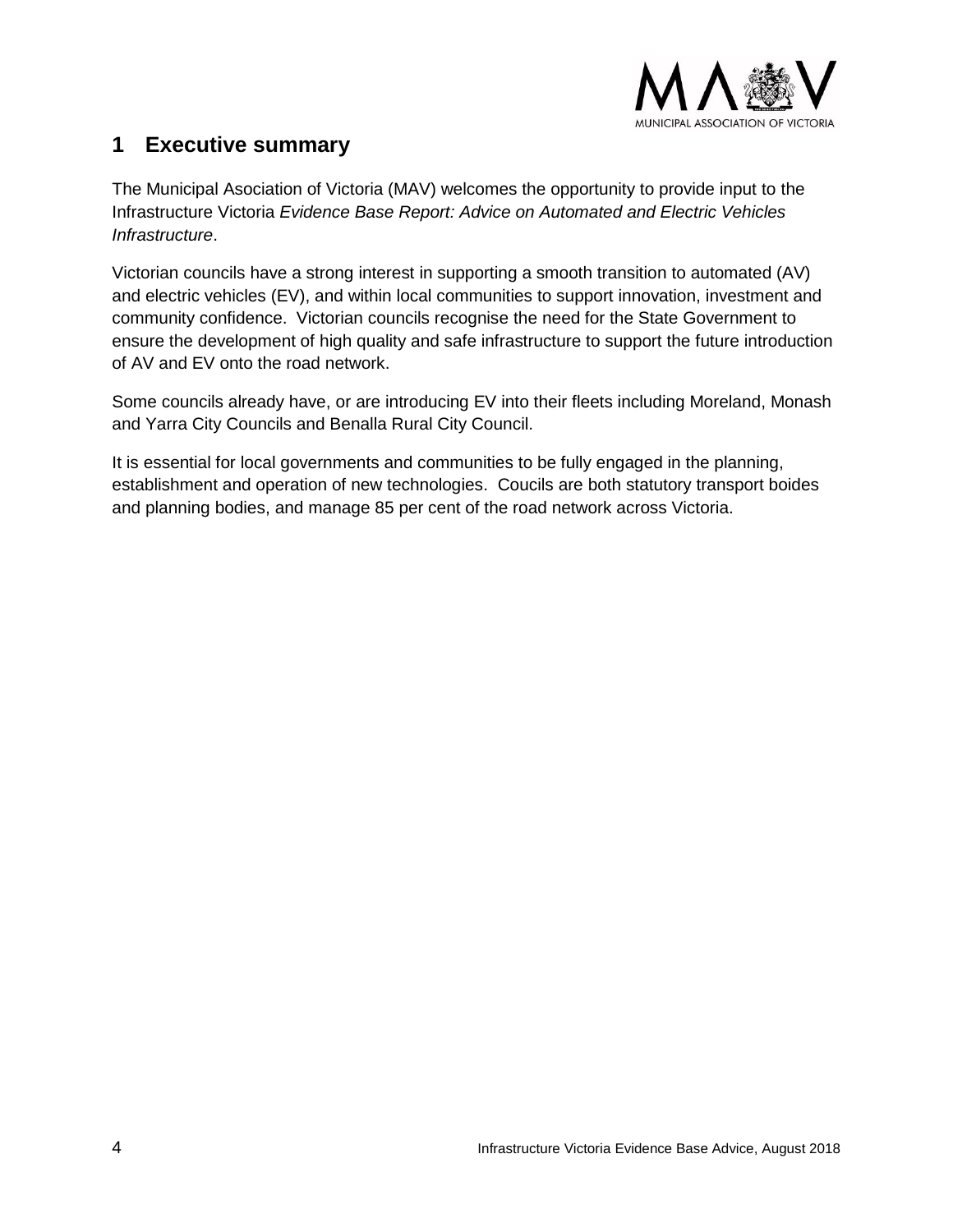# 1 Executive summary

The Municipal Asociation of Victoria (MAV) welcomes the opportunity to provide input to the Infrastructure Victoria *Evidence Base Report: Advice on Automated and Electric Vehicles Infrastructure*.

Victorian councils have a strong interest in supporting a smooth transition to automated (AV) and electric vehicles (EV), and within local communities to support innovation, investment and community confidence. Victorian councils recognise the need for the State Government to ensure the development of high quality and safe infrastructure to support the future introduction of AV and EV onto the road network.

Some councils already have, or are introducing EV into their fleets including Moreland, Monash and Yarra City Councils and Benalla Rural City Council.

It is essential for local governments and communities to be fully engaged in the planning, establishment and operation of new technologies. Coucils are both statutory transport boides and planning bodies, and manage 85 per cent of the road network across Victoria.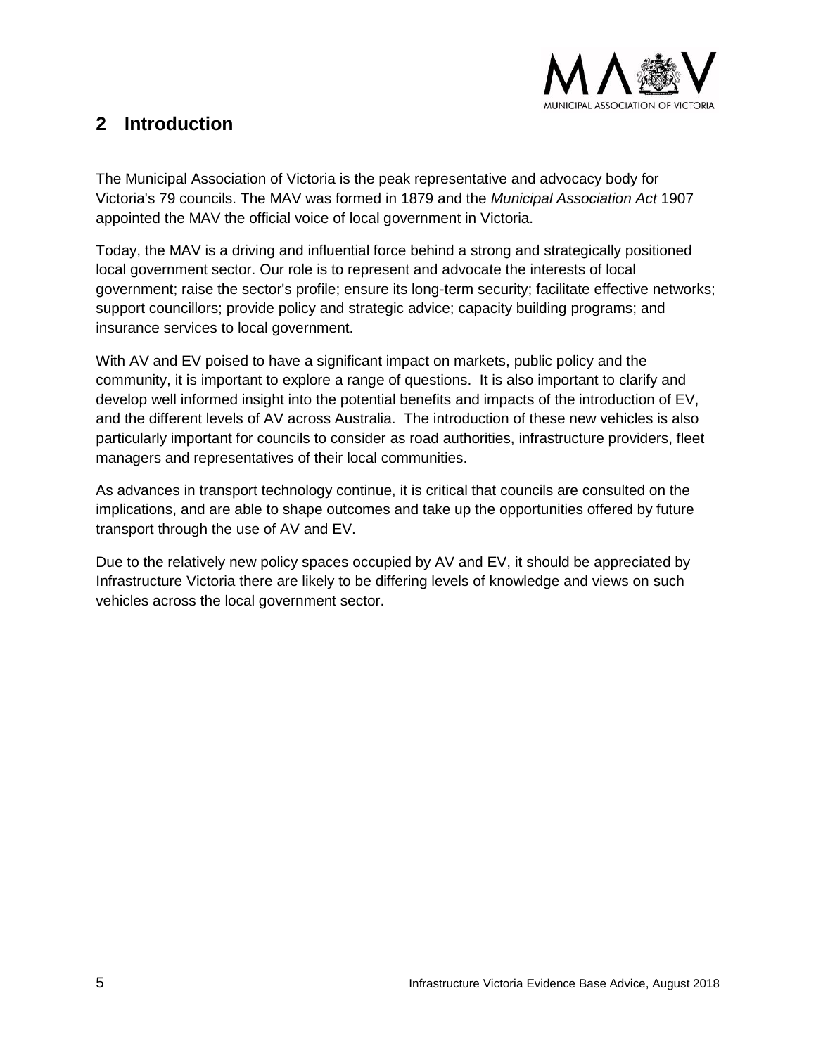## 2 Introduction

The Municipal Association of Victoria is the peak representative and advocacy body for Victoria's 79 councils. The MAV was formed in 1879 and the *Municipal Association Act* 1907 appointed the MAV the official voice of local government in Victoria.

Today, the MAV is a driving and influential force behind a strong and strategically positioned local government sector. Our role is to represent and advocate the interests of local government; raise the sector's profile; ensure its long-term security; facilitate effective networks; support councillors; provide policy and strategic advice; capacity building programs; and insurance services to local government.

With AV and EV poised to have a significant impact on markets, public policy and the community, it is important to explore a range of questions. It is also important to clarify and develop well informed insight into the potential benefits and impacts of the introduction of EV, and the different levels of AV across Australia. The introduction of these new vehicles is also particularly important for councils to consider as road authorities, infrastructure providers, fleet managers and representatives of their local communities.

As advances in transport technology continue, it is critical that councils are consulted on the implications, and are able to shape outcomes and take up the opportunities offered by future transport through the use of AV and EV.

Due to the relatively new policy spaces occupied by AV and EV, it should be appreciated by Infrastructure Victoria there are likely to be differing levels of knowledge and views on such vehicles across the local government sector.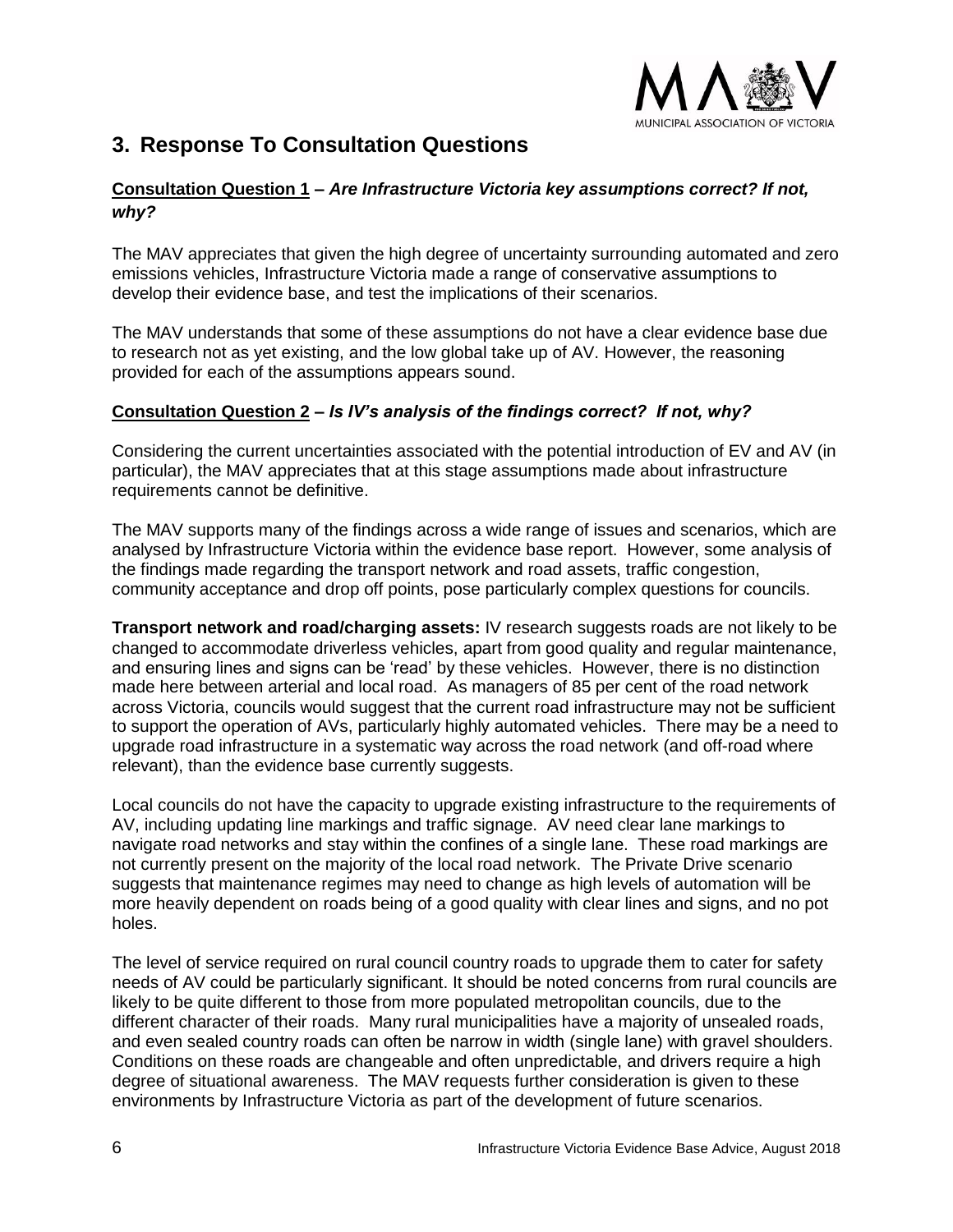## 3. Response To Consultation Questions

**Consultation Question 1** – ***Are Infrastructure Victoria key assumptions correct? If not, why?***

The MAV appreciates that given the high degree of uncertainty surrounding automated and zero emissions vehicles, Infrastructure Victoria made a range of conservative assumptions to develop their evidence base, and test the implications of their scenarios.

The MAV understands that some of these assumptions do not have a clear evidence base due to research not as yet existing, and the low global take up of AV. However, the reasoning provided for each of the assumptions appears sound.

**Consultation Question 2** – ***Is IV's analysis of the findings correct? If not, why?***

Considering the current uncertainties associated with the potential introduction of EV and AV (in particular), the MAV appreciates that at this stage assumptions made about infrastructure requirements cannot be definitive.

The MAV supports many of the findings across a wide range of issues and scenarios, which are analysed by Infrastructure Victoria within the evidence base report. However, some analysis of the findings made regarding the transport network and road assets, traffic congestion, community acceptance and drop off points, pose particularly complex questions for councils.

**Transport network and road/charging assets:** IV research suggests roads are not likely to be changed to accommodate driverless vehicles, apart from good quality and regular maintenance, and ensuring lines and signs can be 'read' by these vehicles. However, there is no distinction made here between arterial and local road. As managers of 85 per cent of the road network across Victoria, councils would suggest that the current road infrastructure may not be sufficient to support the operation of AVs, particularly highly automated vehicles. There may be a need to upgrade road infrastructure in a systematic way across the road network (and off-road where relevant), than the evidence base currently suggests.

Local councils do not have the capacity to upgrade existing infrastructure to the requirements of AV, including updating line markings and traffic signage. AV need clear lane markings to navigate road networks and stay within the confines of a single lane. These road markings are not currently present on the majority of the local road network. The Private Drive scenario suggests that maintenance regimes may need to change as high levels of automation will be more heavily dependent on roads being of a good quality with clear lines and signs, and no pot holes.

The level of service required on rural council country roads to upgrade them to cater for safety needs of AV could be particularly significant. It should be noted concerns from rural councils are likely to be quite different to those from more populated metropolitan councils, due to the different character of their roads. Many rural municipalities have a majority of unsealed roads, and even sealed country roads can often be narrow in width (single lane) with gravel shoulders. Conditions on these roads are changeable and often unpredictable, and drivers require a high degree of situational awareness. The MAV requests further consideration is given to these environments by Infrastructure Victoria as part of the development of future scenarios.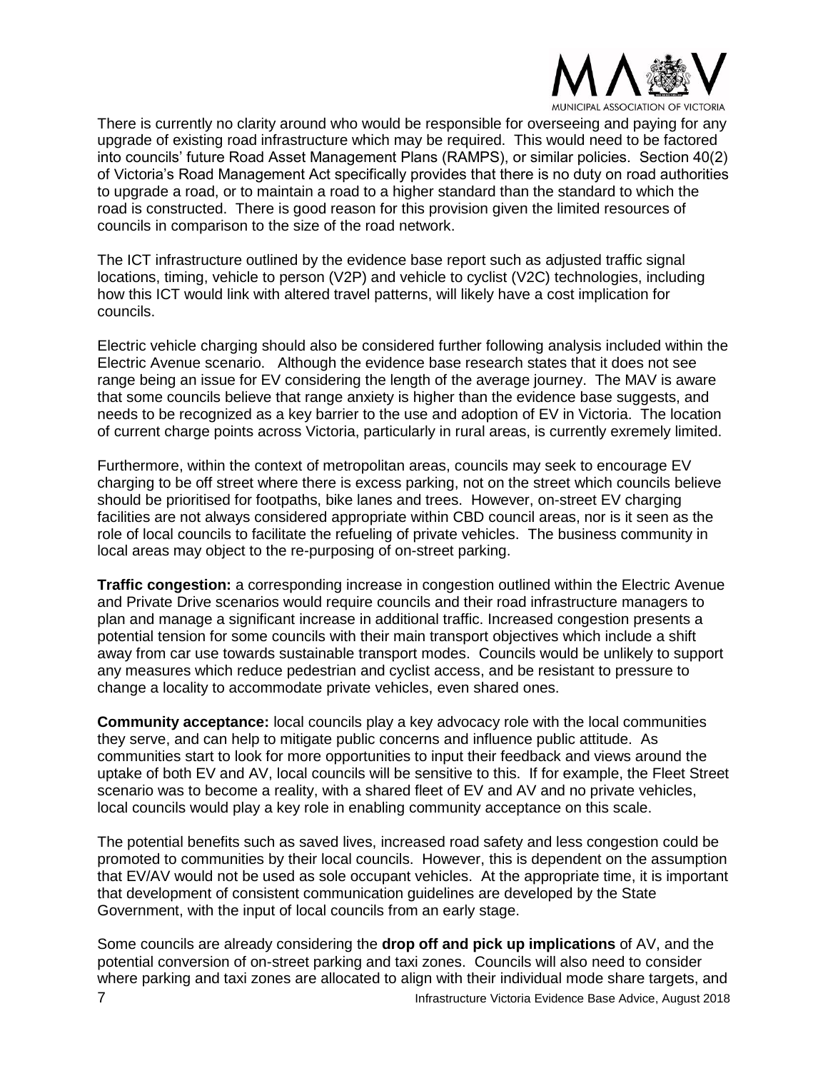There is currently no clarity around who would be responsible for overseeing and paying for any upgrade of existing road infrastructure which may be required. This would need to be factored into councils' future Road Asset Management Plans (RAMPS), or similar policies. Section 40(2) of Victoria's Road Management Act specifically provides that there is no duty on road authorities to upgrade a road, or to maintain a road to a higher standard than the standard to which the road is constructed. There is good reason for this provision given the limited resources of councils in comparison to the size of the road network.

The ICT infrastructure outlined by the evidence base report such as adjusted traffic signal locations, timing, vehicle to person (V2P) and vehicle to cyclist (V2C) technologies, including how this ICT would link with altered travel patterns, will likely have a cost implication for councils.

Electric vehicle charging should also be considered further following analysis included within the Electric Avenue scenario. Although the evidence base research states that it does not see range being an issue for EV considering the length of the average journey. The MAV is aware that some councils believe that range anxiety is higher than the evidence base suggests, and needs to be recognized as a key barrier to the use and adoption of EV in Victoria. The location of current charge points across Victoria, particularly in rural areas, is currently exremely limited.

Furthermore, within the context of metropolitan areas, councils may seek to encourage EV charging to be off street where there is excess parking, not on the street which councils believe should be prioritised for footpaths, bike lanes and trees. However, on-street EV charging facilities are not always considered appropriate within CBD council areas, nor is it seen as the role of local councils to facilitate the refueling of private vehicles. The business community in local areas may object to the re-purposing of on-street parking.

**Traffic congestion:** a corresponding increase in congestion outlined within the Electric Avenue and Private Drive scenarios would require councils and their road infrastructure managers to plan and manage a significant increase in additional traffic. Increased congestion presents a potential tension for some councils with their main transport objectives which include a shift away from car use towards sustainable transport modes. Councils would be unlikely to support any measures which reduce pedestrian and cyclist access, and be resistant to pressure to change a locality to accommodate private vehicles, even shared ones.

**Community acceptance:** local councils play a key advocacy role with the local communities they serve, and can help to mitigate public concerns and influence public attitude. As communities start to look for more opportunities to input their feedback and views around the uptake of both EV and AV, local councils will be sensitive to this. If for example, the Fleet Street scenario was to become a reality, with a shared fleet of EV and AV and no private vehicles, local councils would play a key role in enabling community acceptance on this scale.

The potential benefits such as saved lives, increased road safety and less congestion could be promoted to communities by their local councils. However, this is dependent on the assumption that EV/AV would not be used as sole occupant vehicles. At the appropriate time, it is important that development of consistent communication guidelines are developed by the State Government, with the input of local councils from an early stage.

Some councils are already considering the **drop off and pick up implications** of AV, and the potential conversion of on-street parking and taxi zones. Councils will also need to consider where parking and taxi zones are allocated to align with their individual mode share targets, and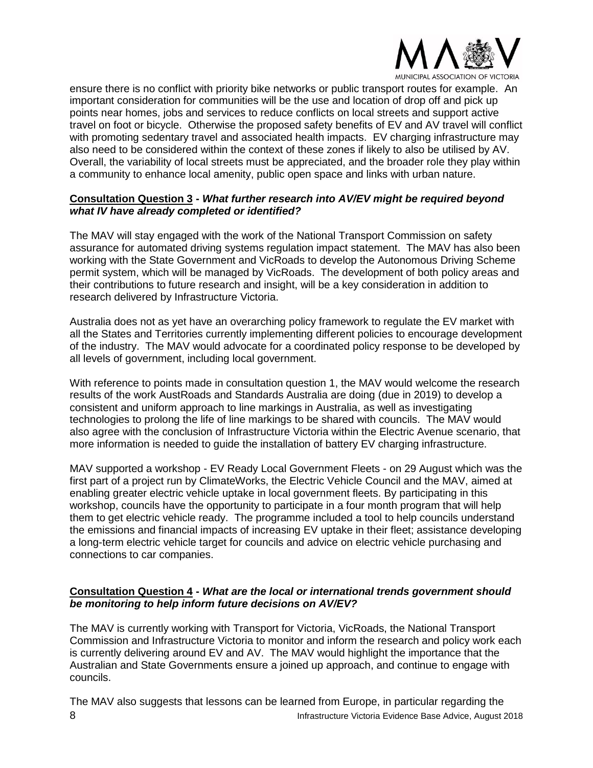ensure there is no conflict with priority bike networks or public transport routes for example. An important consideration for communities will be the use and location of drop off and pick up points near homes, jobs and services to reduce conflicts on local streets and support active travel on foot or bicycle. Otherwise the proposed safety benefits of EV and AV travel will conflict with promoting sedentary travel and associated health impacts. EV charging infrastructure may also need to be considered within the context of these zones if likely to also be utilised by AV. Overall, the variability of local streets must be appreciated, and the broader role they play within a community to enhance local amenity, public open space and links with urban nature.

**Consultation Question 3** - ***What further research into AV/EV might be required beyond what IV have already completed or identified?***

The MAV will stay engaged with the work of the National Transport Commission on safety assurance for automated driving systems regulation impact statement. The MAV has also been working with the State Government and VicRoads to develop the Autonomous Driving Scheme permit system, which will be managed by VicRoads. The development of both policy areas and their contributions to future research and insight, will be a key consideration in addition to research delivered by Infrastructure Victoria.

Australia does not as yet have an overarching policy framework to regulate the EV market with all the States and Territories currently implementing different policies to encourage development of the industry. The MAV would advocate for a coordinated policy response to be developed by all levels of government, including local government.

With reference to points made in consultation question 1, the MAV would welcome the research results of the work AustRoads and Standards Australia are doing (due in 2019) to develop a consistent and uniform approach to line markings in Australia, as well as investigating technologies to prolong the life of line markings to be shared with councils. The MAV would also agree with the conclusion of Infrastructure Victoria within the Electric Avenue scenario, that more information is needed to guide the installation of battery EV charging infrastructure.

MAV supported a workshop - EV Ready Local Government Fleets - on 29 August which was the first part of a project run by ClimateWorks, the Electric Vehicle Council and the MAV, aimed at enabling greater electric vehicle uptake in local government fleets. By participating in this workshop, councils have the opportunity to participate in a four month program that will help them to get electric vehicle ready. The programme included a tool to help councils understand the emissions and financial impacts of increasing EV uptake in their fleet; assistance developing a long-term electric vehicle target for councils and advice on electric vehicle purchasing and connections to car companies.

**Consultation Question 4** - ***What are the local or international trends government should be monitoring to help inform future decisions on AV/EV?***

The MAV is currently working with Transport for Victoria, VicRoads, the National Transport Commission and Infrastructure Victoria to monitor and inform the research and policy work each is currently delivering around EV and AV. The MAV would highlight the importance that the Australian and State Governments ensure a joined up approach, and continue to engage with councils.

The MAV also suggests that lessons can be learned from Europe, in particular regarding the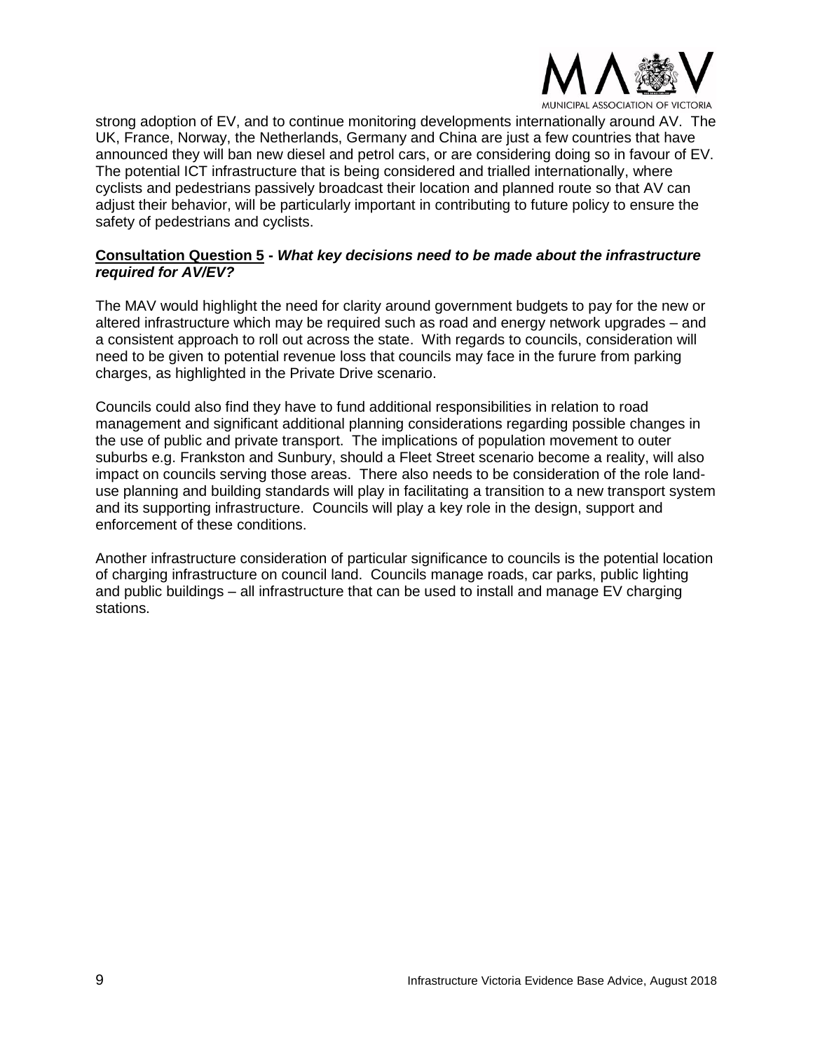strong adoption of EV, and to continue monitoring developments internationally around AV. The UK, France, Norway, the Netherlands, Germany and China are just a few countries that have announced they will ban new diesel and petrol cars, or are considering doing so in favour of EV. The potential ICT infrastructure that is being considered and trialled internationally, where cyclists and pedestrians passively broadcast their location and planned route so that AV can adjust their behavior, will be particularly important in contributing to future policy to ensure the safety of pedestrians and cyclists.

**Consultation Question 5** - ***What key decisions need to be made about the infrastructure required for AV/EV?***

The MAV would highlight the need for clarity around government budgets to pay for the new or altered infrastructure which may be required such as road and energy network upgrades – and a consistent approach to roll out across the state. With regards to councils, consideration will need to be given to potential revenue loss that councils may face in the furure from parking charges, as highlighted in the Private Drive scenario.

Councils could also find they have to fund additional responsibilities in relation to road management and significant additional planning considerations regarding possible changes in the use of public and private transport. The implications of population movement to outer suburbs e.g. Frankston and Sunbury, should a Fleet Street scenario become a reality, will also impact on councils serving those areas. There also needs to be consideration of the role land-use planning and building standards will play in facilitating a transition to a new transport system and its supporting infrastructure. Councils will play a key role in the design, support and enforcement of these conditions.

Another infrastructure consideration of particular significance to councils is the potential location of charging infrastructure on council land. Councils manage roads, car parks, public lighting and public buildings – all infrastructure that can be used to install and manage EV charging stations.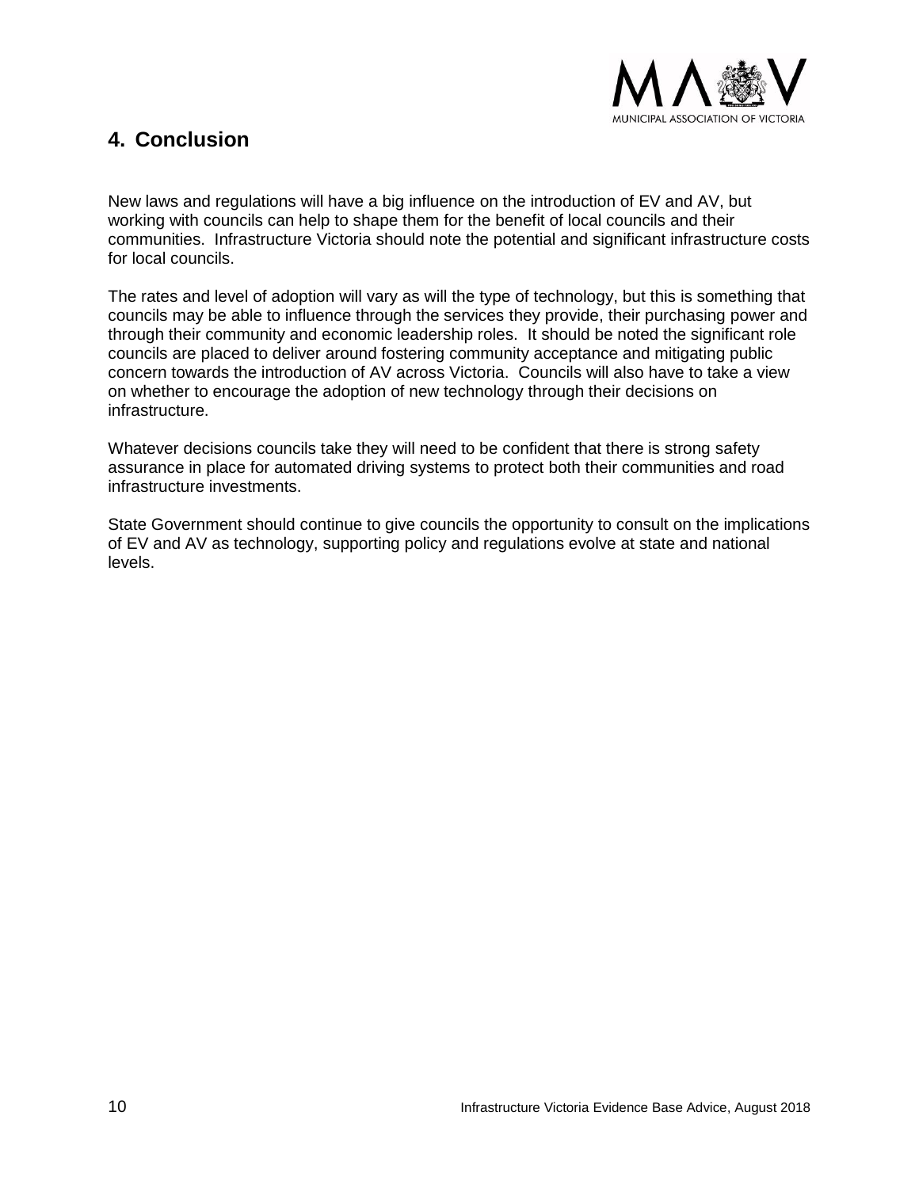## 4. Conclusion

New laws and regulations will have a big influence on the introduction of EV and AV, but working with councils can help to shape them for the benefit of local councils and their communities. Infrastructure Victoria should note the potential and significant infrastructure costs for local councils.

The rates and level of adoption will vary as will the type of technology, but this is something that councils may be able to influence through the services they provide, their purchasing power and through their community and economic leadership roles. It should be noted the significant role councils are placed to deliver around fostering community acceptance and mitigating public concern towards the introduction of AV across Victoria. Councils will also have to take a view on whether to encourage the adoption of new technology through their decisions on infrastructure.

Whatever decisions councils take they will need to be confident that there is strong safety assurance in place for automated driving systems to protect both their communities and road infrastructure investments.

State Government should continue to give councils the opportunity to consult on the implications of EV and AV as technology, supporting policy and regulations evolve at state and national levels.